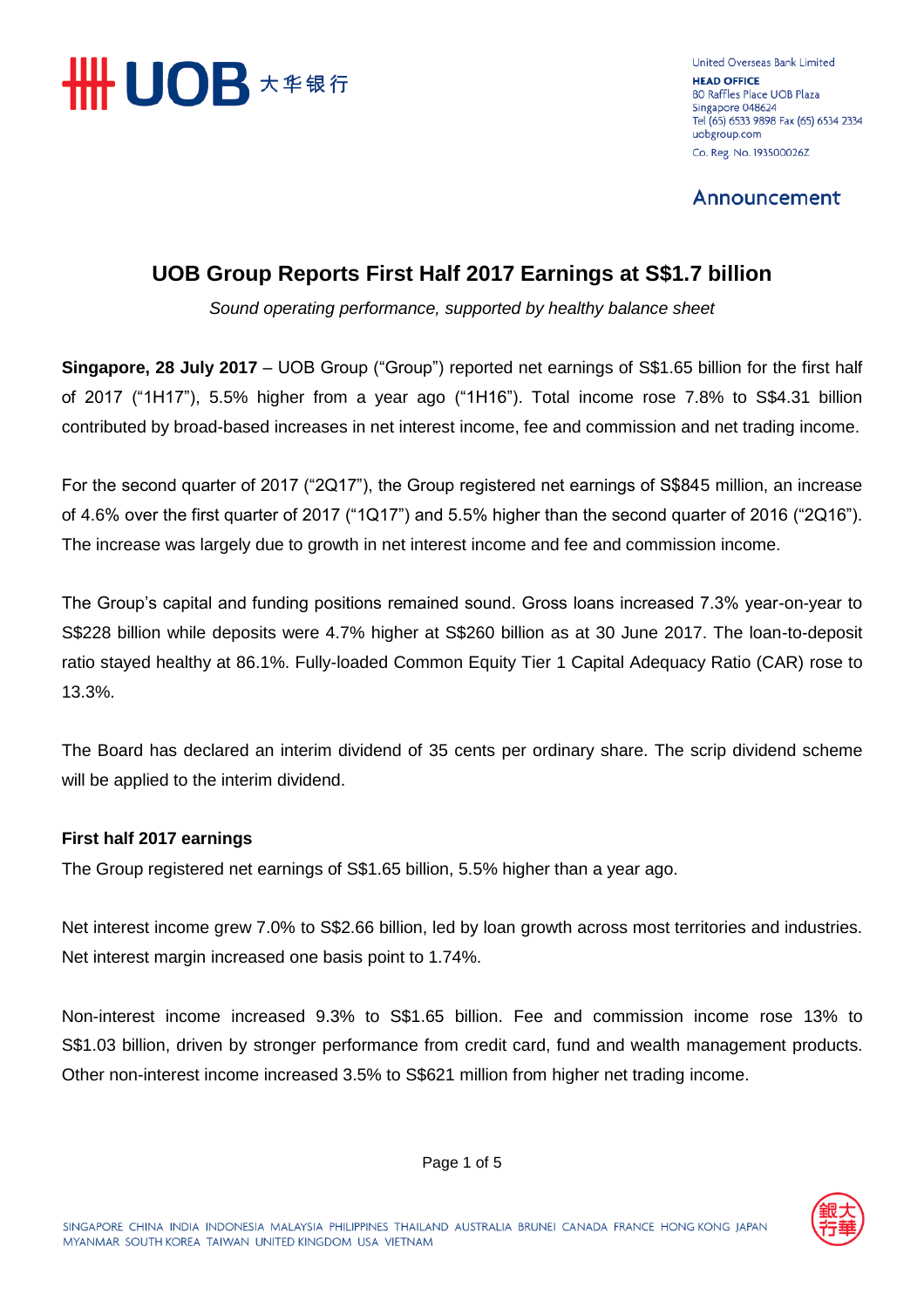UOB 大华银行

United Overseas Bank Limited
**HEAD OFFICE**
80 Raffles Place UOB Plaza
Singapore 048624
Tel (65) 6533 9898 Fax (65) 6534 2334
uobgroup.com
Co. Reg. No. 193500026Z

Announcement

# UOB Group Reports First Half 2017 Earnings at S$1.7 billion

*Sound operating performance, supported by healthy balance sheet*

**Singapore, 28 July 2017** – UOB Group ("Group") reported net earnings of S$1.65 billion for the first half of 2017 ("1H17"), 5.5% higher from a year ago ("1H16"). Total income rose 7.8% to S$4.31 billion contributed by broad-based increases in net interest income, fee and commission and net trading income.

For the second quarter of 2017 ("2Q17"), the Group registered net earnings of S$845 million, an increase of 4.6% over the first quarter of 2017 ("1Q17") and 5.5% higher than the second quarter of 2016 ("2Q16"). The increase was largely due to growth in net interest income and fee and commission income.

The Group's capital and funding positions remained sound. Gross loans increased 7.3% year-on-year to S$228 billion while deposits were 4.7% higher at S$260 billion as at 30 June 2017. The loan-to-deposit ratio stayed healthy at 86.1%. Fully-loaded Common Equity Tier 1 Capital Adequacy Ratio (CAR) rose to 13.3%.

The Board has declared an interim dividend of 35 cents per ordinary share. The scrip dividend scheme will be applied to the interim dividend.

### First half 2017 earnings

The Group registered net earnings of S$1.65 billion, 5.5% higher than a year ago.

Net interest income grew 7.0% to S$2.66 billion, led by loan growth across most territories and industries. Net interest margin increased one basis point to 1.74%.

Non-interest income increased 9.3% to S$1.65 billion. Fee and commission income rose 13% to S$1.03 billion, driven by stronger performance from credit card, fund and wealth management products. Other non-interest income increased 3.5% to S$621 million from higher net trading income.

SINGAPORE CHINA INDIA INDONESIA MALAYSIA PHILIPPINES THAILAND AUSTRALIA BRUNEI CANADA FRANCE HONG KONG JAPAN MYANMAR SOUTH KOREA TAIWAN UNITED KINGDOM USA VIETNAM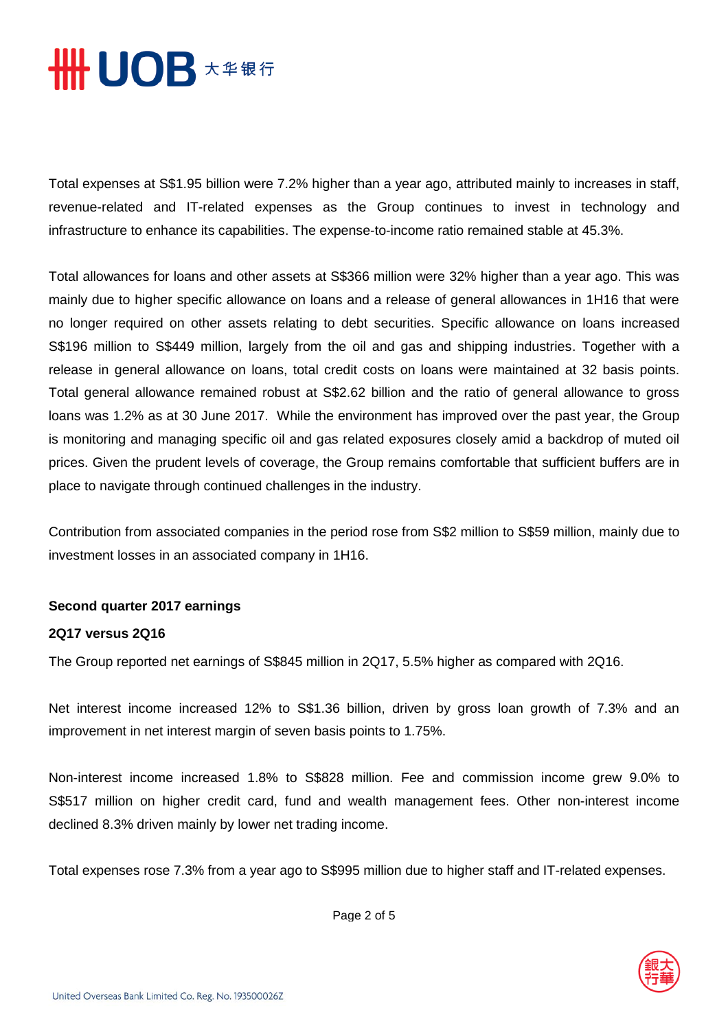Total expenses at S$1.95 billion were 7.2% higher than a year ago, attributed mainly to increases in staff, revenue-related and IT-related expenses as the Group continues to invest in technology and infrastructure to enhance its capabilities. The expense-to-income ratio remained stable at 45.3%.

Total allowances for loans and other assets at S$366 million were 32% higher than a year ago. This was mainly due to higher specific allowance on loans and a release of general allowances in 1H16 that were no longer required on other assets relating to debt securities. Specific allowance on loans increased S$196 million to S$449 million, largely from the oil and gas and shipping industries. Together with a release in general allowance on loans, total credit costs on loans were maintained at 32 basis points. Total general allowance remained robust at S$2.62 billion and the ratio of general allowance to gross loans was 1.2% as at 30 June 2017. While the environment has improved over the past year, the Group is monitoring and managing specific oil and gas related exposures closely amid a backdrop of muted oil prices. Given the prudent levels of coverage, the Group remains comfortable that sufficient buffers are in place to navigate through continued challenges in the industry.

Contribution from associated companies in the period rose from S$2 million to S$59 million, mainly due to investment losses in an associated company in 1H16.

**Second quarter 2017 earnings**

**2Q17 versus 2Q16**

The Group reported net earnings of S$845 million in 2Q17, 5.5% higher as compared with 2Q16.

Net interest income increased 12% to S$1.36 billion, driven by gross loan growth of 7.3% and an improvement in net interest margin of seven basis points to 1.75%.

Non-interest income increased 1.8% to S$828 million. Fee and commission income grew 9.0% to S$517 million on higher credit card, fund and wealth management fees. Other non-interest income declined 8.3% driven mainly by lower net trading income.

Total expenses rose 7.3% from a year ago to S$995 million due to higher staff and IT-related expenses.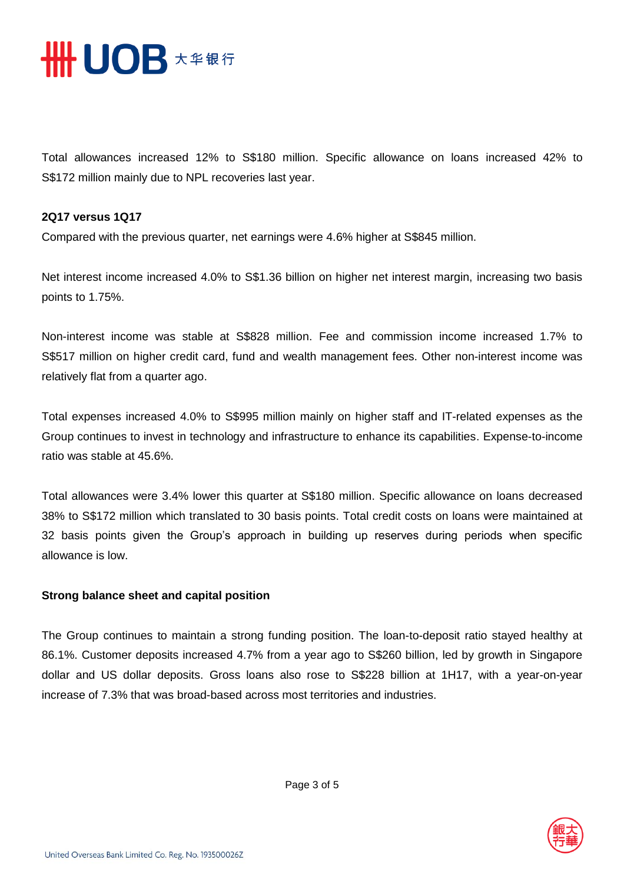Total allowances increased 12% to S$180 million. Specific allowance on loans increased 42% to S$172 million mainly due to NPL recoveries last year.

**2Q17 versus 1Q17**

Compared with the previous quarter, net earnings were 4.6% higher at S$845 million.

Net interest income increased 4.0% to S$1.36 billion on higher net interest margin, increasing two basis points to 1.75%.

Non-interest income was stable at S$828 million. Fee and commission income increased 1.7% to S$517 million on higher credit card, fund and wealth management fees. Other non-interest income was relatively flat from a quarter ago.

Total expenses increased 4.0% to S$995 million mainly on higher staff and IT-related expenses as the Group continues to invest in technology and infrastructure to enhance its capabilities. Expense-to-income ratio was stable at 45.6%.

Total allowances were 3.4% lower this quarter at S$180 million. Specific allowance on loans decreased 38% to S$172 million which translated to 30 basis points. Total credit costs on loans were maintained at 32 basis points given the Group's approach in building up reserves during periods when specific allowance is low.

**Strong balance sheet and capital position**

The Group continues to maintain a strong funding position. The loan-to-deposit ratio stayed healthy at 86.1%. Customer deposits increased 4.7% from a year ago to S$260 billion, led by growth in Singapore dollar and US dollar deposits. Gross loans also rose to S$228 billion at 1H17, with a year-on-year increase of 7.3% that was broad-based across most territories and industries.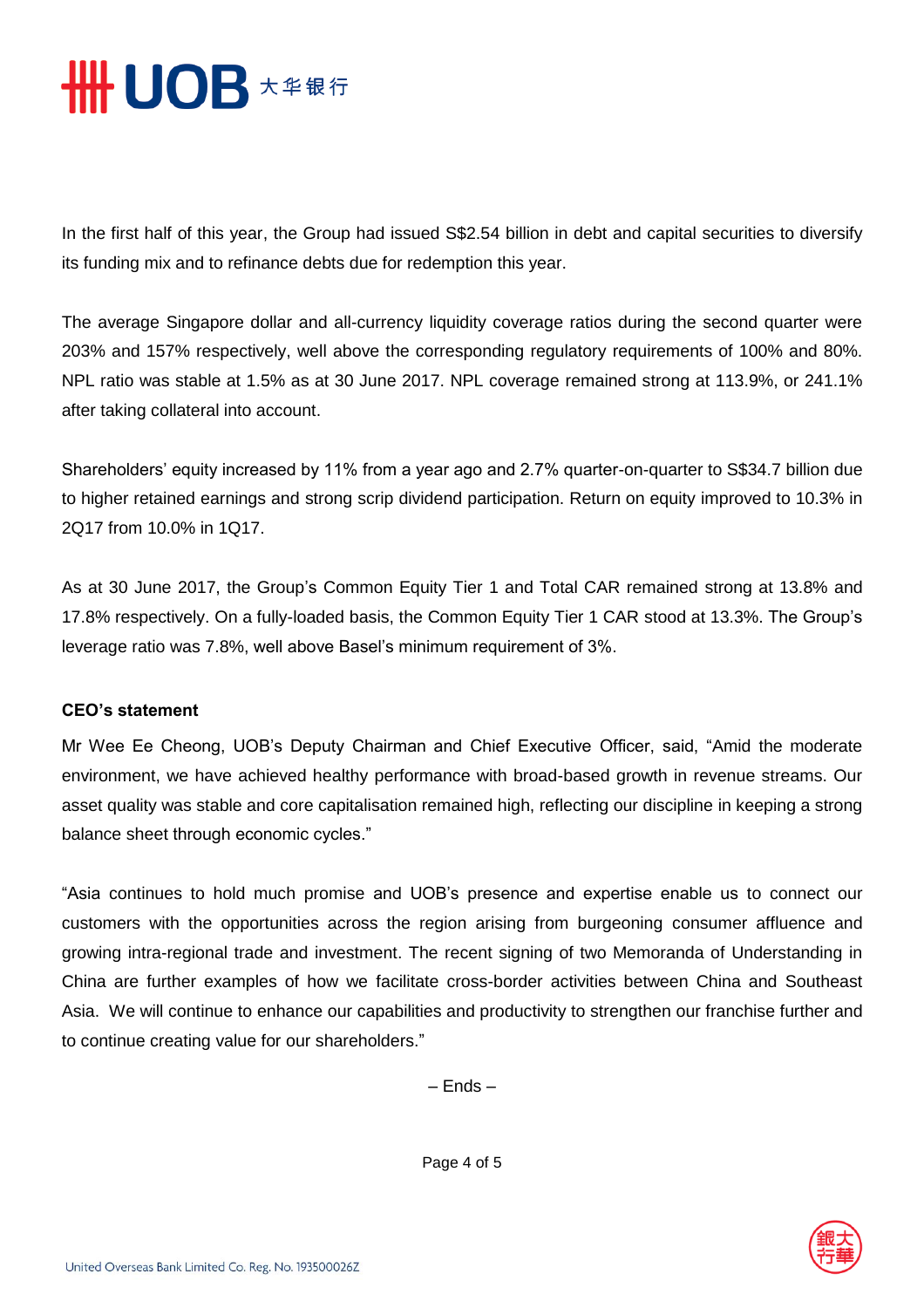In the first half of this year, the Group had issued S$2.54 billion in debt and capital securities to diversify its funding mix and to refinance debts due for redemption this year.

The average Singapore dollar and all-currency liquidity coverage ratios during the second quarter were 203% and 157% respectively, well above the corresponding regulatory requirements of 100% and 80%. NPL ratio was stable at 1.5% as at 30 June 2017. NPL coverage remained strong at 113.9%, or 241.1% after taking collateral into account.

Shareholders' equity increased by 11% from a year ago and 2.7% quarter-on-quarter to S$34.7 billion due to higher retained earnings and strong scrip dividend participation. Return on equity improved to 10.3% in 2Q17 from 10.0% in 1Q17.

As at 30 June 2017, the Group's Common Equity Tier 1 and Total CAR remained strong at 13.8% and 17.8% respectively. On a fully-loaded basis, the Common Equity Tier 1 CAR stood at 13.3%. The Group's leverage ratio was 7.8%, well above Basel's minimum requirement of 3%.

**CEO's statement**

Mr Wee Ee Cheong, UOB's Deputy Chairman and Chief Executive Officer, said, "Amid the moderate environment, we have achieved healthy performance with broad-based growth in revenue streams. Our asset quality was stable and core capitalisation remained high, reflecting our discipline in keeping a strong balance sheet through economic cycles."

"Asia continues to hold much promise and UOB's presence and expertise enable us to connect our customers with the opportunities across the region arising from burgeoning consumer affluence and growing intra-regional trade and investment. The recent signing of two Memoranda of Understanding in China are further examples of how we facilitate cross-border activities between China and Southeast Asia. We will continue to enhance our capabilities and productivity to strengthen our franchise further and to continue creating value for our shareholders."

– Ends –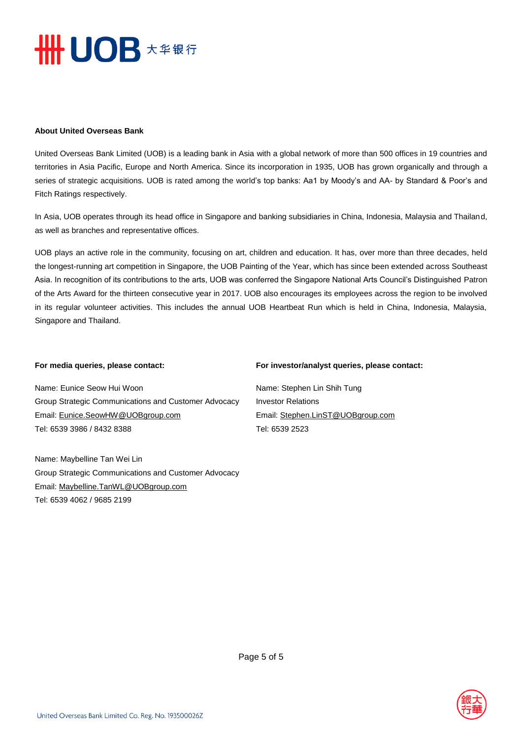**About United Overseas Bank**

United Overseas Bank Limited (UOB) is a leading bank in Asia with a global network of more than 500 offices in 19 countries and territories in Asia Pacific, Europe and North America. Since its incorporation in 1935, UOB has grown organically and through a series of strategic acquisitions. UOB is rated among the world's top banks: Aa1 by Moody's and AA- by Standard & Poor's and Fitch Ratings respectively.

In Asia, UOB operates through its head office in Singapore and banking subsidiaries in China, Indonesia, Malaysia and Thailand, as well as branches and representative offices.

UOB plays an active role in the community, focusing on art, children and education. It has, over more than three decades, held the longest-running art competition in Singapore, the UOB Painting of the Year, which has since been extended across Southeast Asia. In recognition of its contributions to the arts, UOB was conferred the Singapore National Arts Council's Distinguished Patron of the Arts Award for the thirteen consecutive year in 2017. UOB also encourages its employees across the region to be involved in its regular volunteer activities. This includes the annual UOB Heartbeat Run which is held in China, Indonesia, Malaysia, Singapore and Thailand.

**For media queries, please contact:**

Name: Eunice Seow Hui Woon
Group Strategic Communications and Customer Advocacy
Email: Eunice.SeowHW@UOBgroup.com
Tel: 6539 3986 / 8432 8388

Name: Maybelline Tan Wei Lin
Group Strategic Communications and Customer Advocacy
Email: Maybelline.TanWL@UOBgroup.com
Tel: 6539 4062 / 9685 2199

**For investor/analyst queries, please contact:**

Name: Stephen Lin Shih Tung
Investor Relations
Email: Stephen.LinST@UOBgroup.com
Tel: 6539 2523